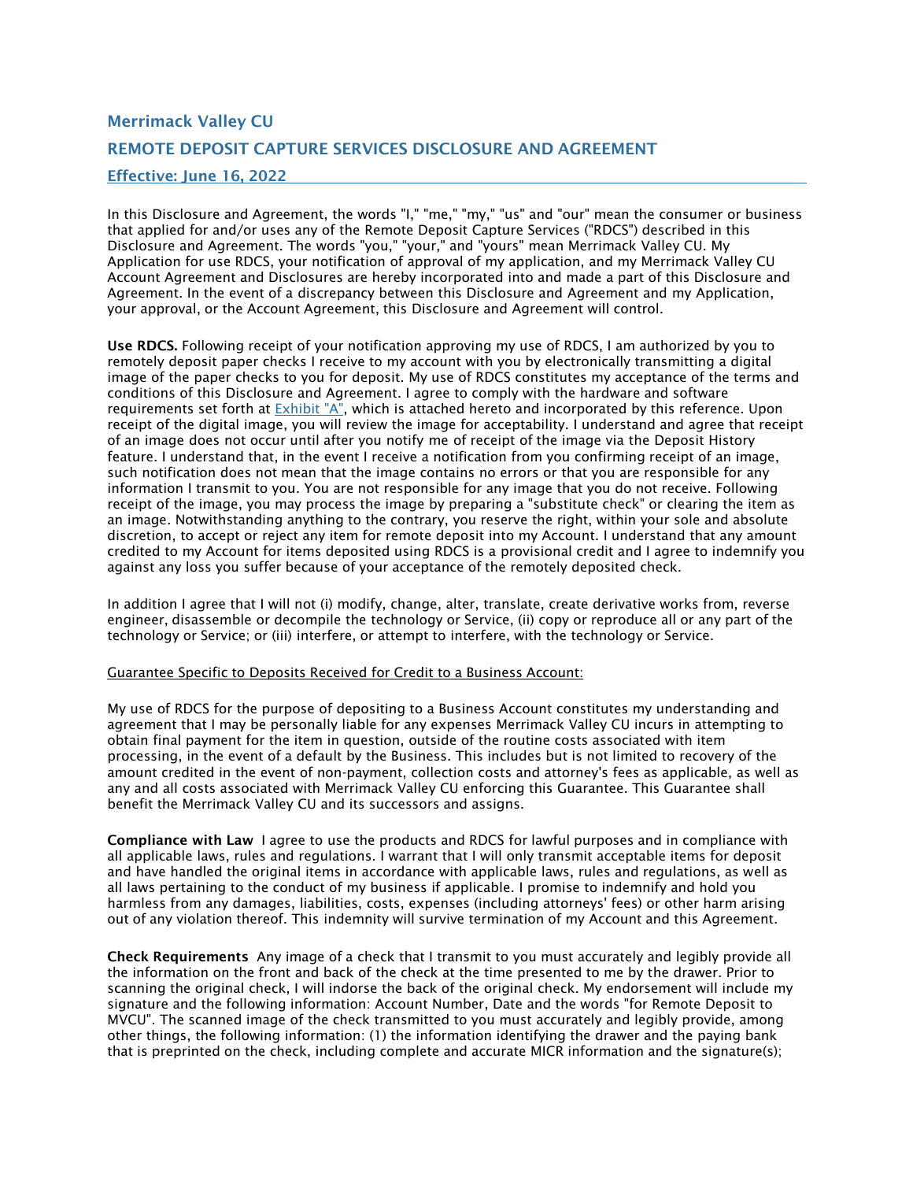## Merrimack Valley CU

## REMOTE DEPOSIT CAPTURE SERVICES DISCLOSURE AND AGREEMENT

### Effective: June 16, 2022

In this Disclosure and Agreement, the words "I," "me," "my," "us" and "our" mean the consumer or business that applied for and/or uses any of the Remote Deposit Capture Services ("RDCS") described in this Disclosure and Agreement. The words "you," "your," and "yours" mean Merrimack Valley CU. My Application for use RDCS, your notification of approval of my application, and my Merrimack Valley CU Account Agreement and Disclosures are hereby incorporated into and made a part of this Disclosure and Agreement. In the event of a discrepancy between this Disclosure and Agreement and my Application, your approval, or the Account Agreement, this Disclosure and Agreement will control.

**Use RDCS.** Following receipt of your notification approving my use of RDCS, I am authorized by you to remotely deposit paper checks I receive to my account with you by electronically transmitting a digital image of the paper checks to you for deposit. My use of RDCS constitutes my acceptance of the terms and conditions of this Disclosure and Agreement. I agree to comply with the hardware and software requirements set forth at Exhibit "A", which is attached hereto and incorporated by this reference. Upon receipt of the digital image, you will review the image for acceptability. I understand and agree that receipt of an image does not occur until after you notify me of receipt of the image via the Deposit History feature. I understand that, in the event I receive a notification from you confirming receipt of an image, such notification does not mean that the image contains no errors or that you are responsible for any information I transmit to you. You are not responsible for any image that you do not receive. Following receipt of the image, you may process the image by preparing a "substitute check" or clearing the item as an image. Notwithstanding anything to the contrary, you reserve the right, within your sole and absolute discretion, to accept or reject any item for remote deposit into my Account. I understand that any amount credited to my Account for items deposited using RDCS is a provisional credit and I agree to indemnify you against any loss you suffer because of your acceptance of the remotely deposited check.

In addition I agree that I will not (i) modify, change, alter, translate, create derivative works from, reverse engineer, disassemble or decompile the technology or Service, (ii) copy or reproduce all or any part of the technology or Service; or (iii) interfere, or attempt to interfere, with the technology or Service.

Guarantee Specific to Deposits Received for Credit to a Business Account:

My use of RDCS for the purpose of depositing to a Business Account constitutes my understanding and agreement that I may be personally liable for any expenses Merrimack Valley CU incurs in attempting to obtain final payment for the item in question, outside of the routine costs associated with item processing, in the event of a default by the Business. This includes but is not limited to recovery of the amount credited in the event of non-payment, collection costs and attorney's fees as applicable, as well as any and all costs associated with Merrimack Valley CU enforcing this Guarantee. This Guarantee shall benefit the Merrimack Valley CU and its successors and assigns.

**Compliance with Law** I agree to use the products and RDCS for lawful purposes and in compliance with all applicable laws, rules and regulations. I warrant that I will only transmit acceptable items for deposit and have handled the original items in accordance with applicable laws, rules and regulations, as well as all laws pertaining to the conduct of my business if applicable. I promise to indemnify and hold you harmless from any damages, liabilities, costs, expenses (including attorneys' fees) or other harm arising out of any violation thereof. This indemnity will survive termination of my Account and this Agreement.

**Check Requirements** Any image of a check that I transmit to you must accurately and legibly provide all the information on the front and back of the check at the time presented to me by the drawer. Prior to scanning the original check, I will indorse the back of the original check. My endorsement will include my signature and the following information: Account Number, Date and the words "for Remote Deposit to MVCU". The scanned image of the check transmitted to you must accurately and legibly provide, among other things, the following information: (1) the information identifying the drawer and the paying bank that is preprinted on the check, including complete and accurate MICR information and the signature(s);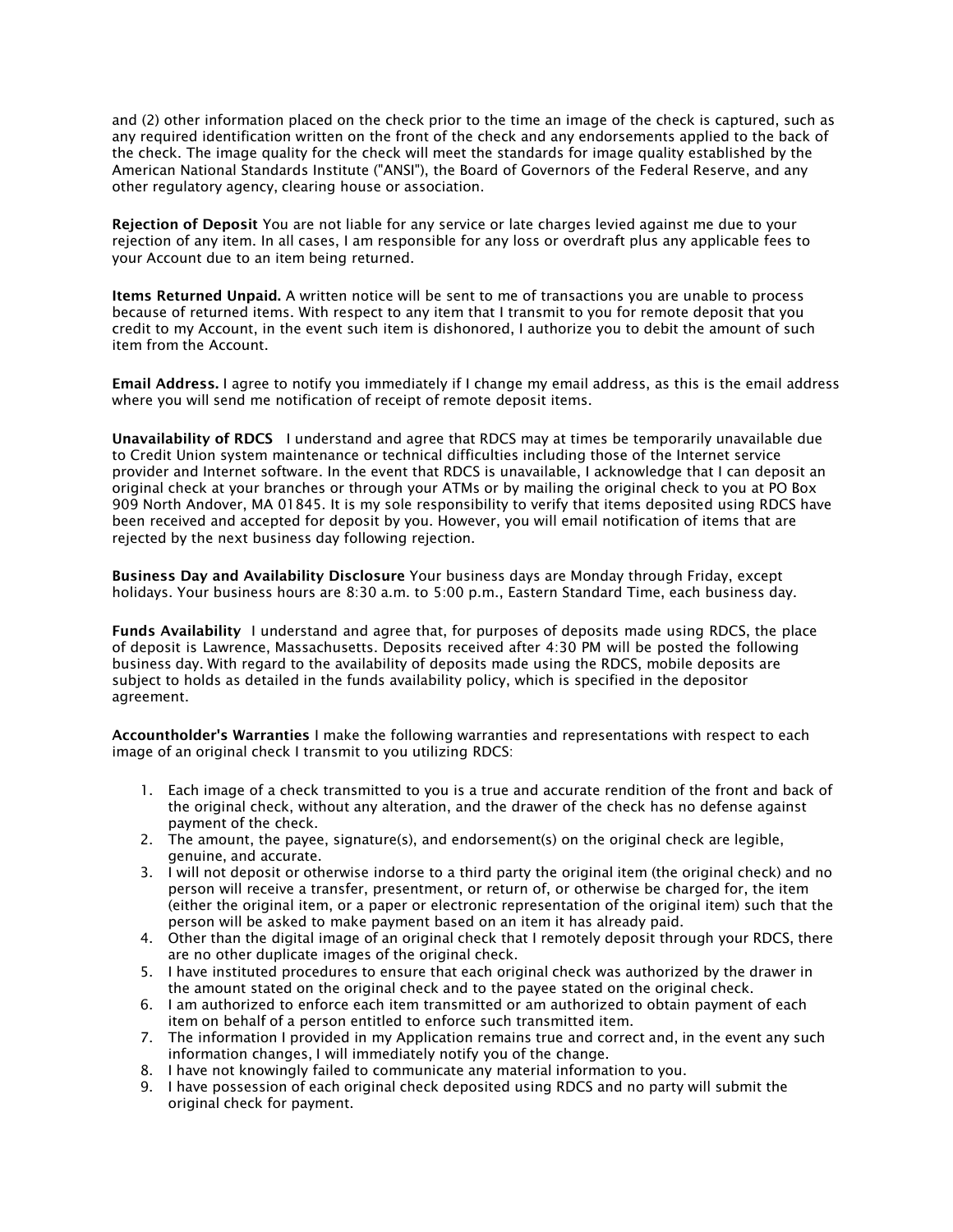and (2) other information placed on the check prior to the time an image of the check is captured, such as any required identification written on the front of the check and any endorsements applied to the back of the check. The image quality for the check will meet the standards for image quality established by the American National Standards Institute ("ANSI"), the Board of Governors of the Federal Reserve, and any other regulatory agency, clearing house or association.

**Rejection of Deposit** You are not liable for any service or late charges levied against me due to your rejection of any item. In all cases, I am responsible for any loss or overdraft plus any applicable fees to your Account due to an item being returned.

**Items Returned Unpaid.** A written notice will be sent to me of transactions you are unable to process because of returned items. With respect to any item that I transmit to you for remote deposit that you credit to my Account, in the event such item is dishonored, I authorize you to debit the amount of such item from the Account.

**Email Address.** I agree to notify you immediately if I change my email address, as this is the email address where you will send me notification of receipt of remote deposit items.

**Unavailability of RDCS** I understand and agree that RDCS may at times be temporarily unavailable due to Credit Union system maintenance or technical difficulties including those of the Internet service provider and Internet software. In the event that RDCS is unavailable, I acknowledge that I can deposit an original check at your branches or through your ATMs or by mailing the original check to you at PO Box 909 North Andover, MA 01845. It is my sole responsibility to verify that items deposited using RDCS have been received and accepted for deposit by you. However, you will email notification of items that are rejected by the next business day following rejection.

**Business Day and Availability Disclosure** Your business days are Monday through Friday, except holidays. Your business hours are 8:30 a.m. to 5:00 p.m., Eastern Standard Time, each business day.

**Funds Availability** I understand and agree that, for purposes of deposits made using RDCS, the place of deposit is Lawrence, Massachusetts. Deposits received after 4:30 PM will be posted the following business day. With regard to the availability of deposits made using the RDCS, mobile deposits are subject to holds as detailed in the funds availability policy, which is specified in the depositor agreement.

**Accountholder's Warranties** I make the following warranties and representations with respect to each image of an original check I transmit to you utilizing RDCS:

1. Each image of a check transmitted to you is a true and accurate rendition of the front and back of the original check, without any alteration, and the drawer of the check has no defense against payment of the check.
2. The amount, the payee, signature(s), and endorsement(s) on the original check are legible, genuine, and accurate.
3. I will not deposit or otherwise indorse to a third party the original item (the original check) and no person will receive a transfer, presentment, or return of, or otherwise be charged for, the item (either the original item, or a paper or electronic representation of the original item) such that the person will be asked to make payment based on an item it has already paid.
4. Other than the digital image of an original check that I remotely deposit through your RDCS, there are no other duplicate images of the original check.
5. I have instituted procedures to ensure that each original check was authorized by the drawer in the amount stated on the original check and to the payee stated on the original check.
6. I am authorized to enforce each item transmitted or am authorized to obtain payment of each item on behalf of a person entitled to enforce such transmitted item.
7. The information I provided in my Application remains true and correct and, in the event any such information changes, I will immediately notify you of the change.
8. I have not knowingly failed to communicate any material information to you.
9. I have possession of each original check deposited using RDCS and no party will submit the original check for payment.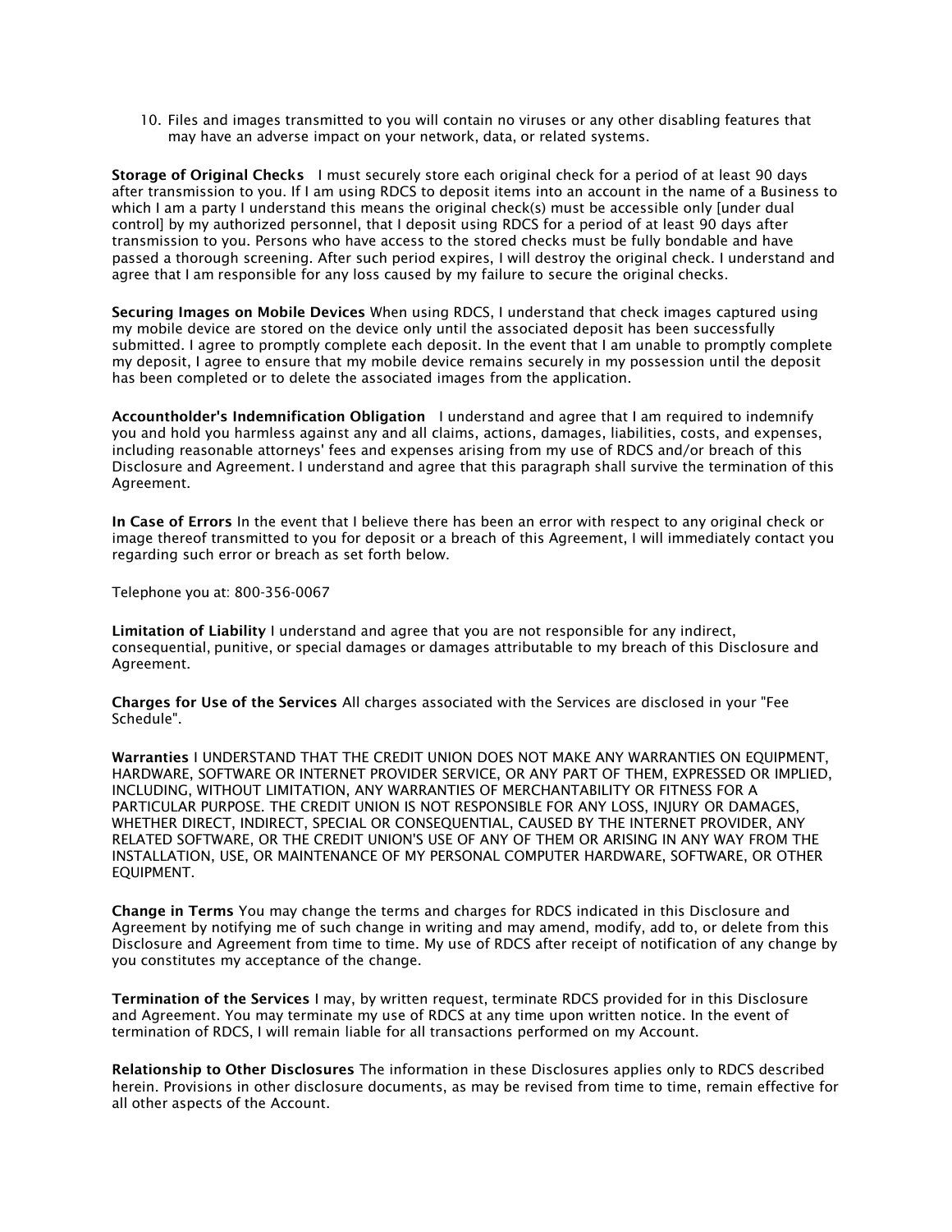10. Files and images transmitted to you will contain no viruses or any other disabling features that may have an adverse impact on your network, data, or related systems.

**Storage of Original Checks** I must securely store each original check for a period of at least 90 days after transmission to you. If I am using RDCS to deposit items into an account in the name of a Business to which I am a party I understand this means the original check(s) must be accessible only [under dual control] by my authorized personnel, that I deposit using RDCS for a period of at least 90 days after transmission to you. Persons who have access to the stored checks must be fully bondable and have passed a thorough screening. After such period expires, I will destroy the original check. I understand and agree that I am responsible for any loss caused by my failure to secure the original checks.

**Securing Images on Mobile Devices** When using RDCS, I understand that check images captured using my mobile device are stored on the device only until the associated deposit has been successfully submitted. I agree to promptly complete each deposit. In the event that I am unable to promptly complete my deposit, I agree to ensure that my mobile device remains securely in my possession until the deposit has been completed or to delete the associated images from the application.

**Accountholder's Indemnification Obligation** I understand and agree that I am required to indemnify you and hold you harmless against any and all claims, actions, damages, liabilities, costs, and expenses, including reasonable attorneys' fees and expenses arising from my use of RDCS and/or breach of this Disclosure and Agreement. I understand and agree that this paragraph shall survive the termination of this Agreement.

**In Case of Errors** In the event that I believe there has been an error with respect to any original check or image thereof transmitted to you for deposit or a breach of this Agreement, I will immediately contact you regarding such error or breach as set forth below.

Telephone you at: 800-356-0067

**Limitation of Liability** I understand and agree that you are not responsible for any indirect, consequential, punitive, or special damages or damages attributable to my breach of this Disclosure and Agreement.

**Charges for Use of the Services** All charges associated with the Services are disclosed in your "Fee Schedule".

**Warranties** I UNDERSTAND THAT THE CREDIT UNION DOES NOT MAKE ANY WARRANTIES ON EQUIPMENT, HARDWARE, SOFTWARE OR INTERNET PROVIDER SERVICE, OR ANY PART OF THEM, EXPRESSED OR IMPLIED, INCLUDING, WITHOUT LIMITATION, ANY WARRANTIES OF MERCHANTABILITY OR FITNESS FOR A PARTICULAR PURPOSE. THE CREDIT UNION IS NOT RESPONSIBLE FOR ANY LOSS, INJURY OR DAMAGES, WHETHER DIRECT, INDIRECT, SPECIAL OR CONSEQUENTIAL, CAUSED BY THE INTERNET PROVIDER, ANY RELATED SOFTWARE, OR THE CREDIT UNION'S USE OF ANY OF THEM OR ARISING IN ANY WAY FROM THE INSTALLATION, USE, OR MAINTENANCE OF MY PERSONAL COMPUTER HARDWARE, SOFTWARE, OR OTHER EQUIPMENT.

**Change in Terms** You may change the terms and charges for RDCS indicated in this Disclosure and Agreement by notifying me of such change in writing and may amend, modify, add to, or delete from this Disclosure and Agreement from time to time. My use of RDCS after receipt of notification of any change by you constitutes my acceptance of the change.

**Termination of the Services** I may, by written request, terminate RDCS provided for in this Disclosure and Agreement. You may terminate my use of RDCS at any time upon written notice. In the event of termination of RDCS, I will remain liable for all transactions performed on my Account.

**Relationship to Other Disclosures** The information in these Disclosures applies only to RDCS described herein. Provisions in other disclosure documents, as may be revised from time to time, remain effective for all other aspects of the Account.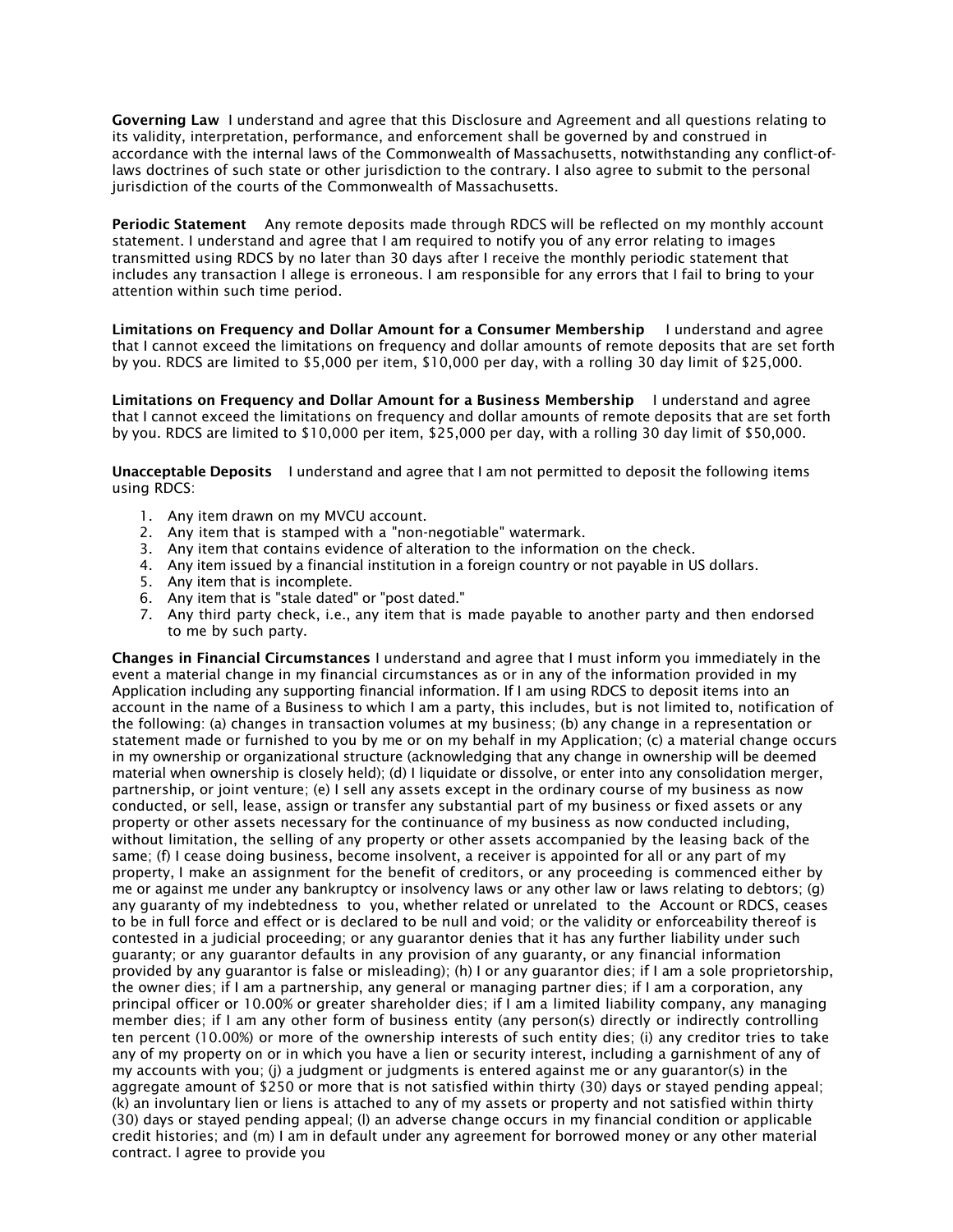**Governing Law** I understand and agree that this Disclosure and Agreement and all questions relating to its validity, interpretation, performance, and enforcement shall be governed by and construed in accordance with the internal laws of the Commonwealth of Massachusetts, notwithstanding any conflict-of-laws doctrines of such state or other jurisdiction to the contrary. I also agree to submit to the personal jurisdiction of the courts of the Commonwealth of Massachusetts.

**Periodic Statement** Any remote deposits made through RDCS will be reflected on my monthly account statement. I understand and agree that I am required to notify you of any error relating to images transmitted using RDCS by no later than 30 days after I receive the monthly periodic statement that includes any transaction I allege is erroneous. I am responsible for any errors that I fail to bring to your attention within such time period.

**Limitations on Frequency and Dollar Amount for a Consumer Membership** I understand and agree that I cannot exceed the limitations on frequency and dollar amounts of remote deposits that are set forth by you. RDCS are limited to $5,000 per item, $10,000 per day, with a rolling 30 day limit of $25,000.

**Limitations on Frequency and Dollar Amount for a Business Membership** I understand and agree that I cannot exceed the limitations on frequency and dollar amounts of remote deposits that are set forth by you. RDCS are limited to $10,000 per item, $25,000 per day, with a rolling 30 day limit of $50,000.

**Unacceptable Deposits** I understand and agree that I am not permitted to deposit the following items using RDCS:

1. Any item drawn on my MVCU account.
2. Any item that is stamped with a "non-negotiable" watermark.
3. Any item that contains evidence of alteration to the information on the check.
4. Any item issued by a financial institution in a foreign country or not payable in US dollars.
5. Any item that is incomplete.
6. Any item that is "stale dated" or "post dated."
7. Any third party check, i.e., any item that is made payable to another party and then endorsed to me by such party.

**Changes in Financial Circumstances** I understand and agree that I must inform you immediately in the event a material change in my financial circumstances as or in any of the information provided in my Application including any supporting financial information. If I am using RDCS to deposit items into an account in the name of a Business to which I am a party, this includes, but is not limited to, notification of the following: (a) changes in transaction volumes at my business; (b) any change in a representation or statement made or furnished to you by me or on my behalf in my Application; (c) a material change occurs in my ownership or organizational structure (acknowledging that any change in ownership will be deemed material when ownership is closely held); (d) I liquidate or dissolve, or enter into any consolidation merger, partnership, or joint venture; (e) I sell any assets except in the ordinary course of my business as now conducted, or sell, lease, assign or transfer any substantial part of my business or fixed assets or any property or other assets necessary for the continuance of my business as now conducted including, without limitation, the selling of any property or other assets accompanied by the leasing back of the same; (f) I cease doing business, become insolvent, a receiver is appointed for all or any part of my property, I make an assignment for the benefit of creditors, or any proceeding is commenced either by me or against me under any bankruptcy or insolvency laws or any other law or laws relating to debtors; (g) any guaranty of my indebtedness to you, whether related or unrelated to the Account or RDCS, ceases to be in full force and effect or is declared to be null and void; or the validity or enforceability thereof is contested in a judicial proceeding; or any guarantor denies that it has any further liability under such guaranty; or any guarantor defaults in any provision of any guaranty, or any financial information provided by any guarantor is false or misleading); (h) I or any guarantor dies; if I am a sole proprietorship, the owner dies; if I am a partnership, any general or managing partner dies; if I am a corporation, any principal officer or 10.00% or greater shareholder dies; if I am a limited liability company, any managing member dies; if I am any other form of business entity (any person(s) directly or indirectly controlling ten percent (10.00%) or more of the ownership interests of such entity dies; (i) any creditor tries to take any of my property on or in which you have a lien or security interest, including a garnishment of any of my accounts with you; (j) a judgment or judgments is entered against me or any guarantor(s) in the aggregate amount of $250 or more that is not satisfied within thirty (30) days or stayed pending appeal; (k) an involuntary lien or liens is attached to any of my assets or property and not satisfied within thirty (30) days or stayed pending appeal; (l) an adverse change occurs in my financial condition or applicable credit histories; and (m) I am in default under any agreement for borrowed money or any other material contract. I agree to provide you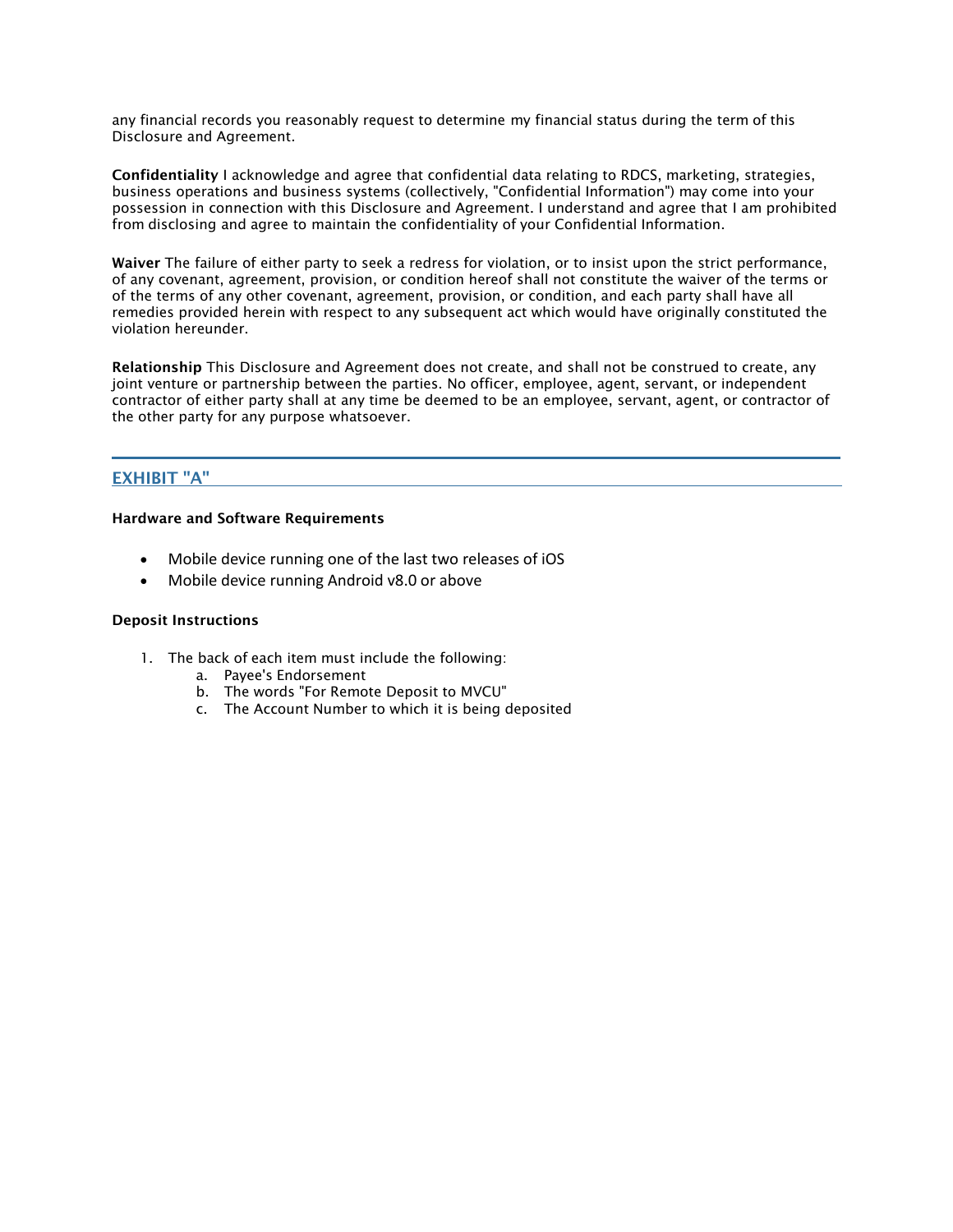any financial records you reasonably request to determine my financial status during the term of this Disclosure and Agreement.

**Confidentiality** I acknowledge and agree that confidential data relating to RDCS, marketing, strategies, business operations and business systems (collectively, "Confidential Information") may come into your possession in connection with this Disclosure and Agreement. I understand and agree that I am prohibited from disclosing and agree to maintain the confidentiality of your Confidential Information.

**Waiver** The failure of either party to seek a redress for violation, or to insist upon the strict performance, of any covenant, agreement, provision, or condition hereof shall not constitute the waiver of the terms or of the terms of any other covenant, agreement, provision, or condition, and each party shall have all remedies provided herein with respect to any subsequent act which would have originally constituted the violation hereunder.

**Relationship** This Disclosure and Agreement does not create, and shall not be construed to create, any joint venture or partnership between the parties. No officer, employee, agent, servant, or independent contractor of either party shall at any time be deemed to be an employee, servant, agent, or contractor of the other party for any purpose whatsoever.

## EXHIBIT "A"

**Hardware and Software Requirements**

- Mobile device running one of the last two releases of iOS
- Mobile device running Android v8.0 or above

**Deposit Instructions**

1. The back of each item must include the following:
   a. Payee's Endorsement
   b. The words "For Remote Deposit to MVCU"
   c. The Account Number to which it is being deposited